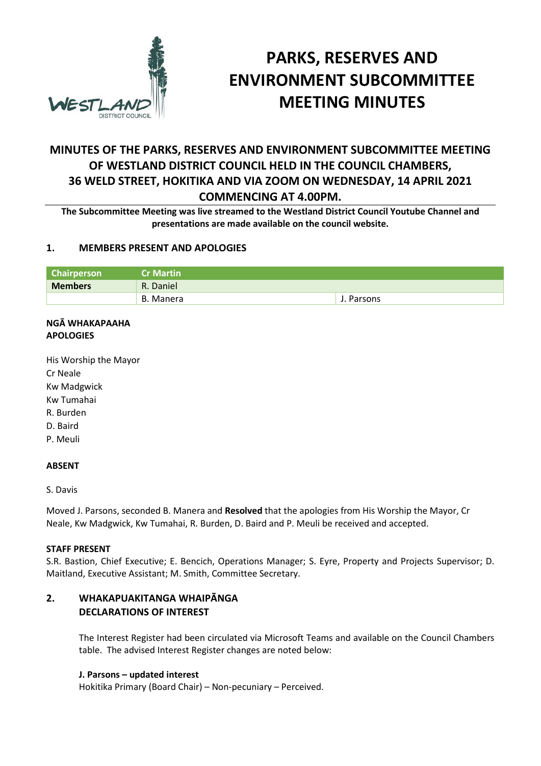# PARKS, RESERVES AND ENVIRONMENT SUBCOMMITTEE MEETING MINUTES

## MINUTES OF THE PARKS, RESERVES AND ENVIRONMENT SUBCOMMITTEE MEETING OF WESTLAND DISTRICT COUNCIL HELD IN THE COUNCIL CHAMBERS, 36 WELD STREET, HOKITIKA AND VIA ZOOM ON WEDNESDAY, 14 APRIL 2021 COMMENCING AT 4.00PM.

**The Subcommittee Meeting was live streamed to the Westland District Council Youtube Channel and presentations are made available on the council website.**

### 1. MEMBERS PRESENT AND APOLOGIES

| Chairperson | Cr Martin | |
|---|---|---|
| **Members** | R. Daniel | |
| | B. Manera | J. Parsons |

**NGĀ WHAKAPAAHA**
**APOLOGIES**

His Worship the Mayor
Cr Neale
Kw Madgwick
Kw Tumahai
R. Burden
D. Baird
P. Meuli

**ABSENT**

S. Davis

Moved J. Parsons, seconded B. Manera and **Resolved** that the apologies from His Worship the Mayor, Cr Neale, Kw Madgwick, Kw Tumahai, R. Burden, D. Baird and P. Meuli be received and accepted.

**STAFF PRESENT**

S.R. Bastion, Chief Executive; E. Bencich, Operations Manager; S. Eyre, Property and Projects Supervisor; D. Maitland, Executive Assistant; M. Smith, Committee Secretary.

### 2. WHAKAPUAKITANGA WHAIPĀNGA DECLARATIONS OF INTEREST

The Interest Register had been circulated via Microsoft Teams and available on the Council Chambers table. The advised Interest Register changes are noted below:

**J. Parsons – updated interest**
Hokitika Primary (Board Chair) – Non-pecuniary – Perceived.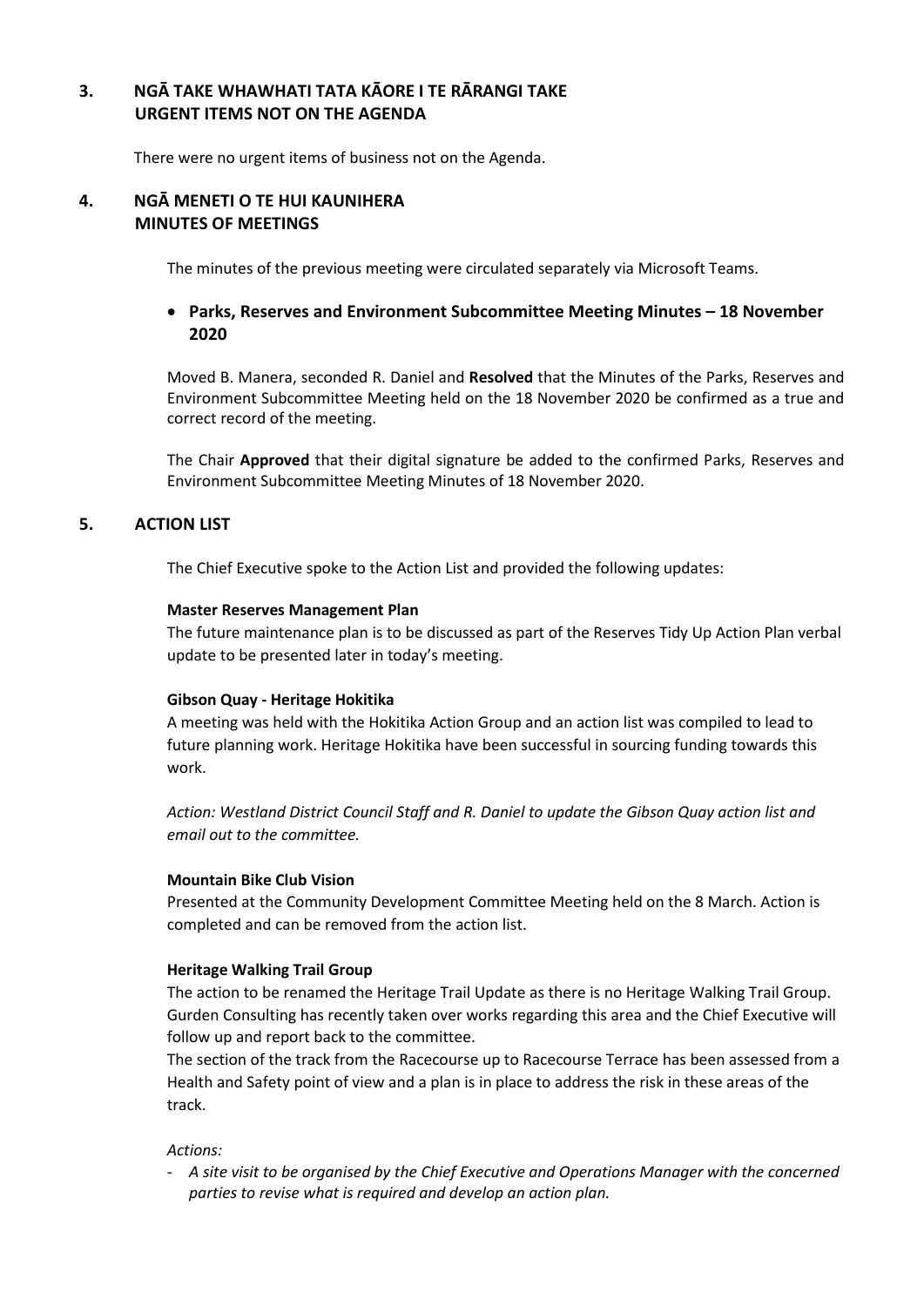## 3. NGĀ TAKE WHAWHATI TATA KĀORE I TE RĀRANGI TAKE URGENT ITEMS NOT ON THE AGENDA

There were no urgent items of business not on the Agenda.

## 4. NGĀ MENETI O TE HUI KAUNIHERA MINUTES OF MEETINGS

The minutes of the previous meeting were circulated separately via Microsoft Teams.

- **Parks, Reserves and Environment Subcommittee Meeting Minutes – 18 November 2020**

Moved B. Manera, seconded R. Daniel and **Resolved** that the Minutes of the Parks, Reserves and Environment Subcommittee Meeting held on the 18 November 2020 be confirmed as a true and correct record of the meeting.

The Chair **Approved** that their digital signature be added to the confirmed Parks, Reserves and Environment Subcommittee Meeting Minutes of 18 November 2020.

## 5. ACTION LIST

The Chief Executive spoke to the Action List and provided the following updates:

**Master Reserves Management Plan**
The future maintenance plan is to be discussed as part of the Reserves Tidy Up Action Plan verbal update to be presented later in today's meeting.

**Gibson Quay - Heritage Hokitika**
A meeting was held with the Hokitika Action Group and an action list was compiled to lead to future planning work. Heritage Hokitika have been successful in sourcing funding towards this work.

*Action: Westland District Council Staff and R. Daniel to update the Gibson Quay action list and email out to the committee.*

**Mountain Bike Club Vision**
Presented at the Community Development Committee Meeting held on the 8 March. Action is completed and can be removed from the action list.

**Heritage Walking Trail Group**
The action to be renamed the Heritage Trail Update as there is no Heritage Walking Trail Group. Gurden Consulting has recently taken over works regarding this area and the Chief Executive will follow up and report back to the committee.
The section of the track from the Racecourse up to Racecourse Terrace has been assessed from a Health and Safety point of view and a plan is in place to address the risk in these areas of the track.

*Actions:*

- *A site visit to be organised by the Chief Executive and Operations Manager with the concerned parties to revise what is required and develop an action plan.*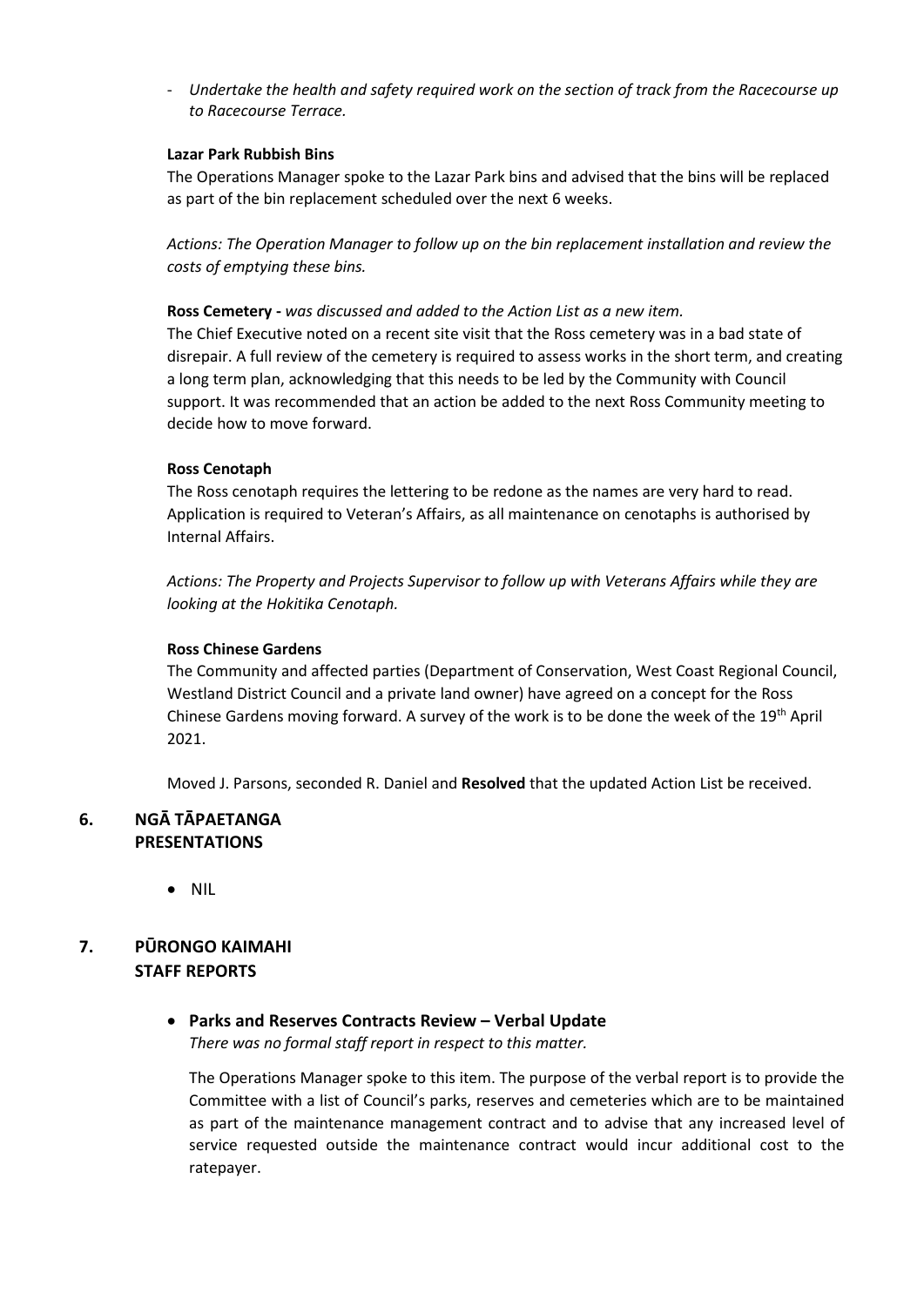- *Undertake the health and safety required work on the section of track from the Racecourse up to Racecourse Terrace.*

**Lazar Park Rubbish Bins**

The Operations Manager spoke to the Lazar Park bins and advised that the bins will be replaced as part of the bin replacement scheduled over the next 6 weeks.

*Actions: The Operation Manager to follow up on the bin replacement installation and review the costs of emptying these bins.*

**Ross Cemetery -** *was discussed and added to the Action List as a new item.*

The Chief Executive noted on a recent site visit that the Ross cemetery was in a bad state of disrepair. A full review of the cemetery is required to assess works in the short term, and creating a long term plan, acknowledging that this needs to be led by the Community with Council support. It was recommended that an action be added to the next Ross Community meeting to decide how to move forward.

**Ross Cenotaph**

The Ross cenotaph requires the lettering to be redone as the names are very hard to read. Application is required to Veteran's Affairs, as all maintenance on cenotaphs is authorised by Internal Affairs.

*Actions: The Property and Projects Supervisor to follow up with Veterans Affairs while they are looking at the Hokitika Cenotaph.*

**Ross Chinese Gardens**

The Community and affected parties (Department of Conservation, West Coast Regional Council, Westland District Council and a private land owner) have agreed on a concept for the Ross Chinese Gardens moving forward. A survey of the work is to be done the week of the 19th April 2021.

Moved J. Parsons, seconded R. Daniel and **Resolved** that the updated Action List be received.

## 6. NGĀ TĀPAETANGA PRESENTATIONS

- NIL

## 7. PŪRONGO KAIMAHI STAFF REPORTS

- **Parks and Reserves Contracts Review – Verbal Update**

  *There was no formal staff report in respect to this matter.*

  The Operations Manager spoke to this item. The purpose of the verbal report is to provide the Committee with a list of Council's parks, reserves and cemeteries which are to be maintained as part of the maintenance management contract and to advise that any increased level of service requested outside the maintenance contract would incur additional cost to the ratepayer.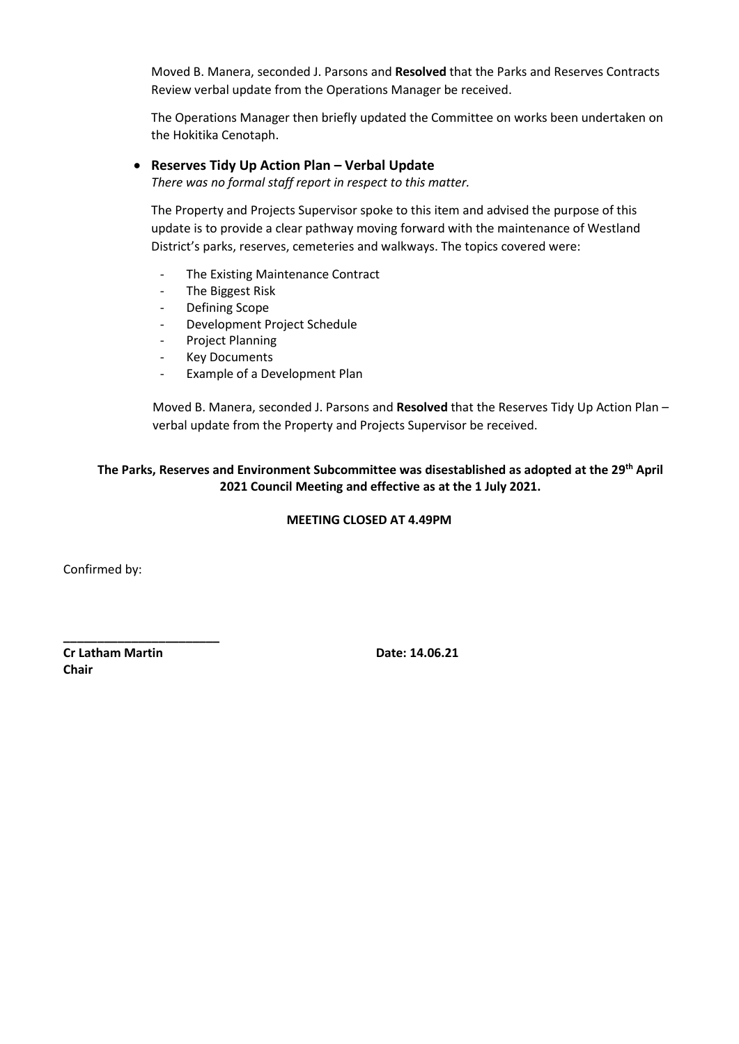Moved B. Manera, seconded J. Parsons and **Resolved** that the Parks and Reserves Contracts Review verbal update from the Operations Manager be received.

The Operations Manager then briefly updated the Committee on works been undertaken on the Hokitika Cenotaph.

- **Reserves Tidy Up Action Plan – Verbal Update**
  *There was no formal staff report in respect to this matter.*

  The Property and Projects Supervisor spoke to this item and advised the purpose of this update is to provide a clear pathway moving forward with the maintenance of Westland District's parks, reserves, cemeteries and walkways. The topics covered were:

  - The Existing Maintenance Contract
  - The Biggest Risk
  - Defining Scope
  - Development Project Schedule
  - Project Planning
  - Key Documents
  - Example of a Development Plan

  Moved B. Manera, seconded J. Parsons and **Resolved** that the Reserves Tidy Up Action Plan – verbal update from the Property and Projects Supervisor be received.

**The Parks, Reserves and Environment Subcommittee was disestablished as adopted at the 29th April 2021 Council Meeting and effective as at the 1 July 2021.**

**MEETING CLOSED AT 4.49PM**

Confirmed by:

**_______________________**

**Cr Latham Martin**
**Chair**

**Date: 14.06.21**